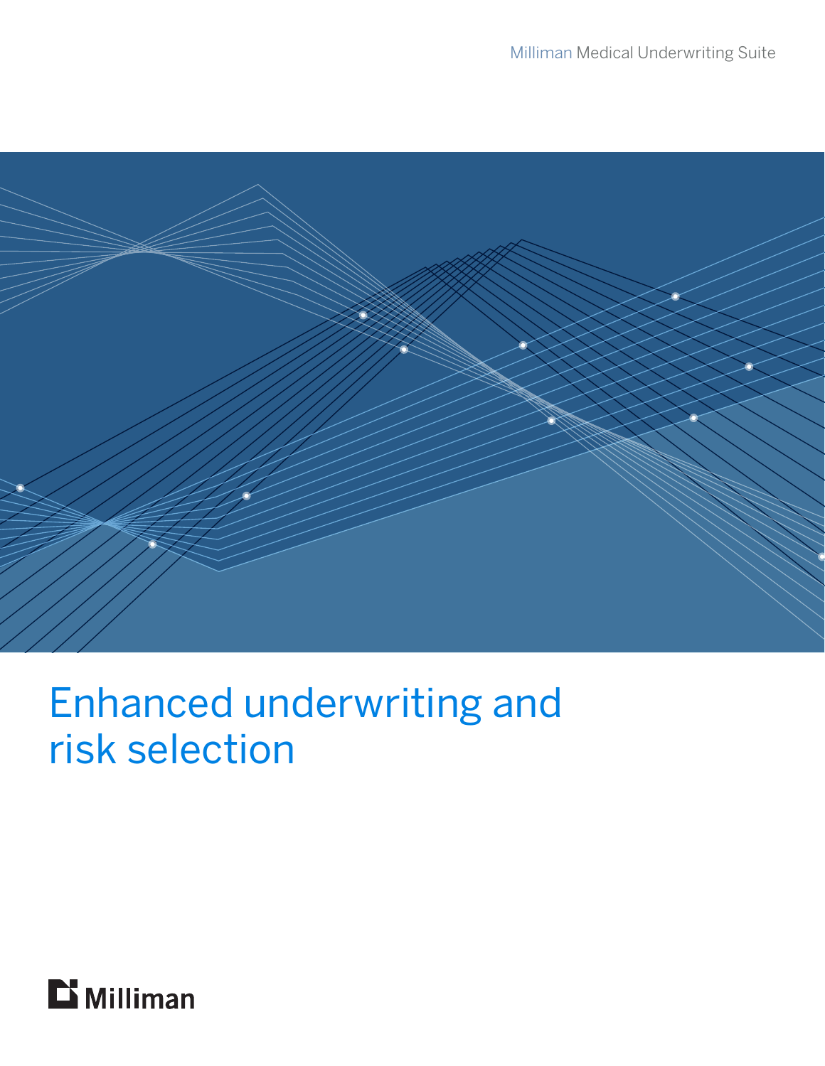Milliman Medical Underwriting Suite

# Enhanced underwriting and risk selection

Milliman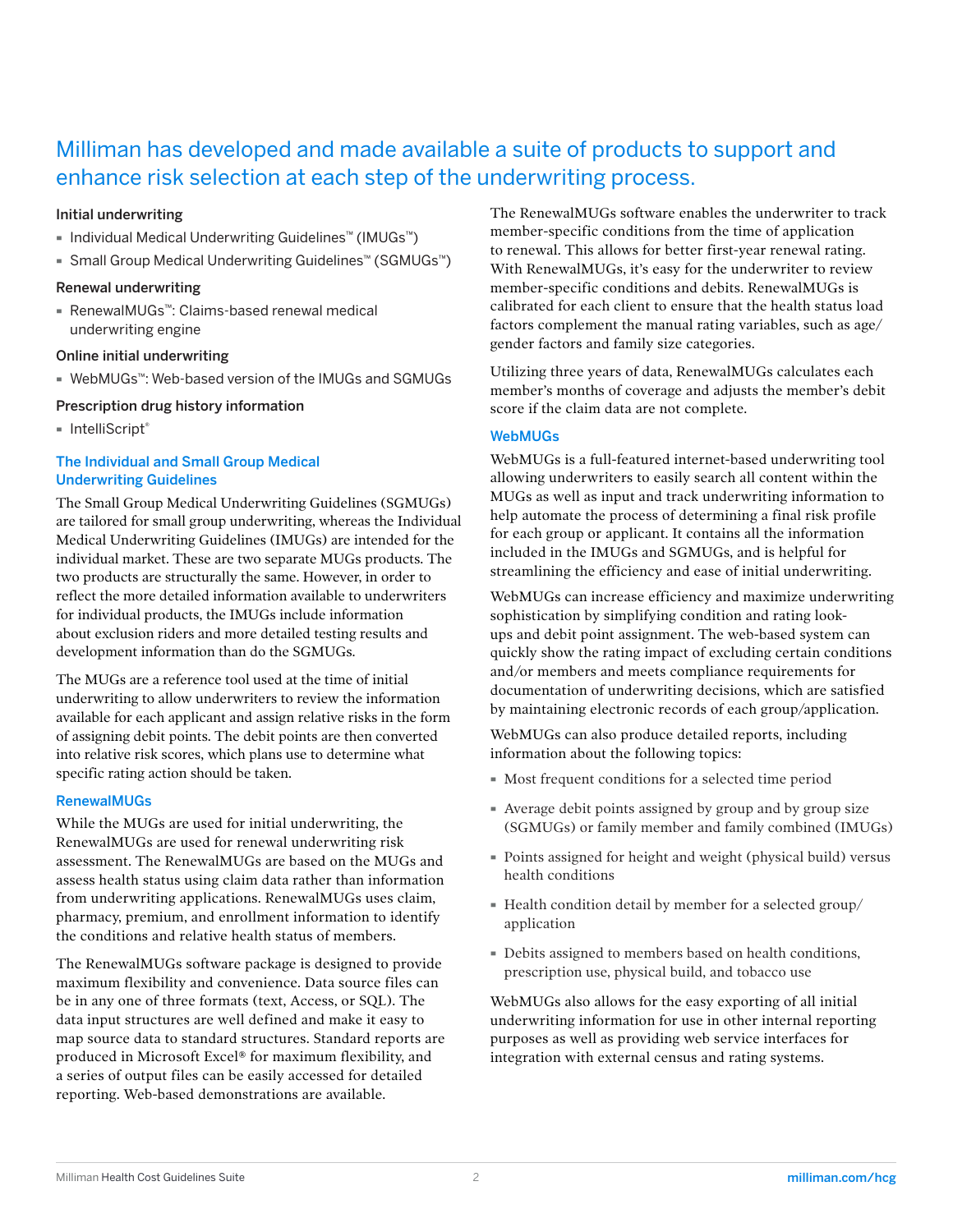## Milliman has developed and made available a suite of products to support and enhance risk selection at each step of the underwriting process.

**Initial underwriting**

- Individual Medical Underwriting Guidelines™ (IMUGs™)
- Small Group Medical Underwriting Guidelines™ (SGMUGs™)

**Renewal underwriting**

- RenewalMUGs™: Claims-based renewal medical underwriting engine

**Online initial underwriting**

- WebMUGs™: Web-based version of the IMUGs and SGMUGs

**Prescription drug history information**

- IntelliScript®

### The Individual and Small Group Medical Underwriting Guidelines

The Small Group Medical Underwriting Guidelines (SGMUGs) are tailored for small group underwriting, whereas the Individual Medical Underwriting Guidelines (IMUGs) are intended for the individual market. These are two separate MUGs products. The two products are structurally the same. However, in order to reflect the more detailed information available to underwriters for individual products, the IMUGs include information about exclusion riders and more detailed testing results and development information than do the SGMUGs.

The MUGs are a reference tool used at the time of initial underwriting to allow underwriters to review the information available for each applicant and assign relative risks in the form of assigning debit points. The debit points are then converted into relative risk scores, which plans use to determine what specific rating action should be taken.

### RenewalMUGs

While the MUGs are used for initial underwriting, the RenewalMUGs are used for renewal underwriting risk assessment. The RenewalMUGs are based on the MUGs and assess health status using claim data rather than information from underwriting applications. RenewalMUGs uses claim, pharmacy, premium, and enrollment information to identify the conditions and relative health status of members.

The RenewalMUGs software package is designed to provide maximum flexibility and convenience. Data source files can be in any one of three formats (text, Access, or SQL). The data input structures are well defined and make it easy to map source data to standard structures. Standard reports are produced in Microsoft Excel® for maximum flexibility, and a series of output files can be easily accessed for detailed reporting. Web-based demonstrations are available.

The RenewalMUGs software enables the underwriter to track member-specific conditions from the time of application to renewal. This allows for better first-year renewal rating. With RenewalMUGs, it's easy for the underwriter to review member-specific conditions and debits. RenewalMUGs is calibrated for each client to ensure that the health status load factors complement the manual rating variables, such as age/gender factors and family size categories.

Utilizing three years of data, RenewalMUGs calculates each member's months of coverage and adjusts the member's debit score if the claim data are not complete.

### WebMUGs

WebMUGs is a full-featured internet-based underwriting tool allowing underwriters to easily search all content within the MUGs as well as input and track underwriting information to help automate the process of determining a final risk profile for each group or applicant. It contains all the information included in the IMUGs and SGMUGs, and is helpful for streamlining the efficiency and ease of initial underwriting.

WebMUGs can increase efficiency and maximize underwriting sophistication by simplifying condition and rating look-ups and debit point assignment. The web-based system can quickly show the rating impact of excluding certain conditions and/or members and meets compliance requirements for documentation of underwriting decisions, which are satisfied by maintaining electronic records of each group/application.

WebMUGs can also produce detailed reports, including information about the following topics:

- Most frequent conditions for a selected time period
- Average debit points assigned by group and by group size (SGMUGs) or family member and family combined (IMUGs)
- Points assigned for height and weight (physical build) versus health conditions
- Health condition detail by member for a selected group/application
- Debits assigned to members based on health conditions, prescription use, physical build, and tobacco use

WebMUGs also allows for the easy exporting of all initial underwriting information for use in other internal reporting purposes as well as providing web service interfaces for integration with external census and rating systems.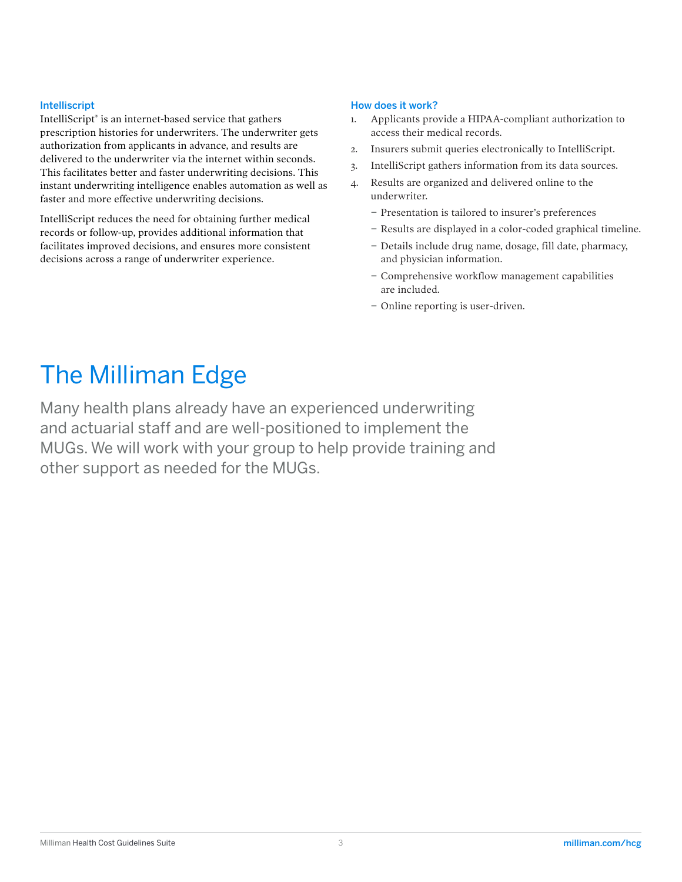### Intelliscript

IntelliScript® is an internet-based service that gathers prescription histories for underwriters. The underwriter gets authorization from applicants in advance, and results are delivered to the underwriter via the internet within seconds. This facilitates better and faster underwriting decisions. This instant underwriting intelligence enables automation as well as faster and more effective underwriting decisions.

IntelliScript reduces the need for obtaining further medical records or follow-up, provides additional information that facilitates improved decisions, and ensures more consistent decisions across a range of underwriter experience.

### How does it work?

1. Applicants provide a HIPAA-compliant authorization to access their medical records.
2. Insurers submit queries electronically to IntelliScript.
3. IntelliScript gathers information from its data sources.
4. Results are organized and delivered online to the underwriter.
   - Presentation is tailored to insurer's preferences
   - Results are displayed in a color-coded graphical timeline.
   - Details include drug name, dosage, fill date, pharmacy, and physician information.
   - Comprehensive workflow management capabilities are included.
   - Online reporting is user-driven.

# The Milliman Edge

Many health plans already have an experienced underwriting and actuarial staff and are well-positioned to implement the MUGs. We will work with your group to help provide training and other support as needed for the MUGs.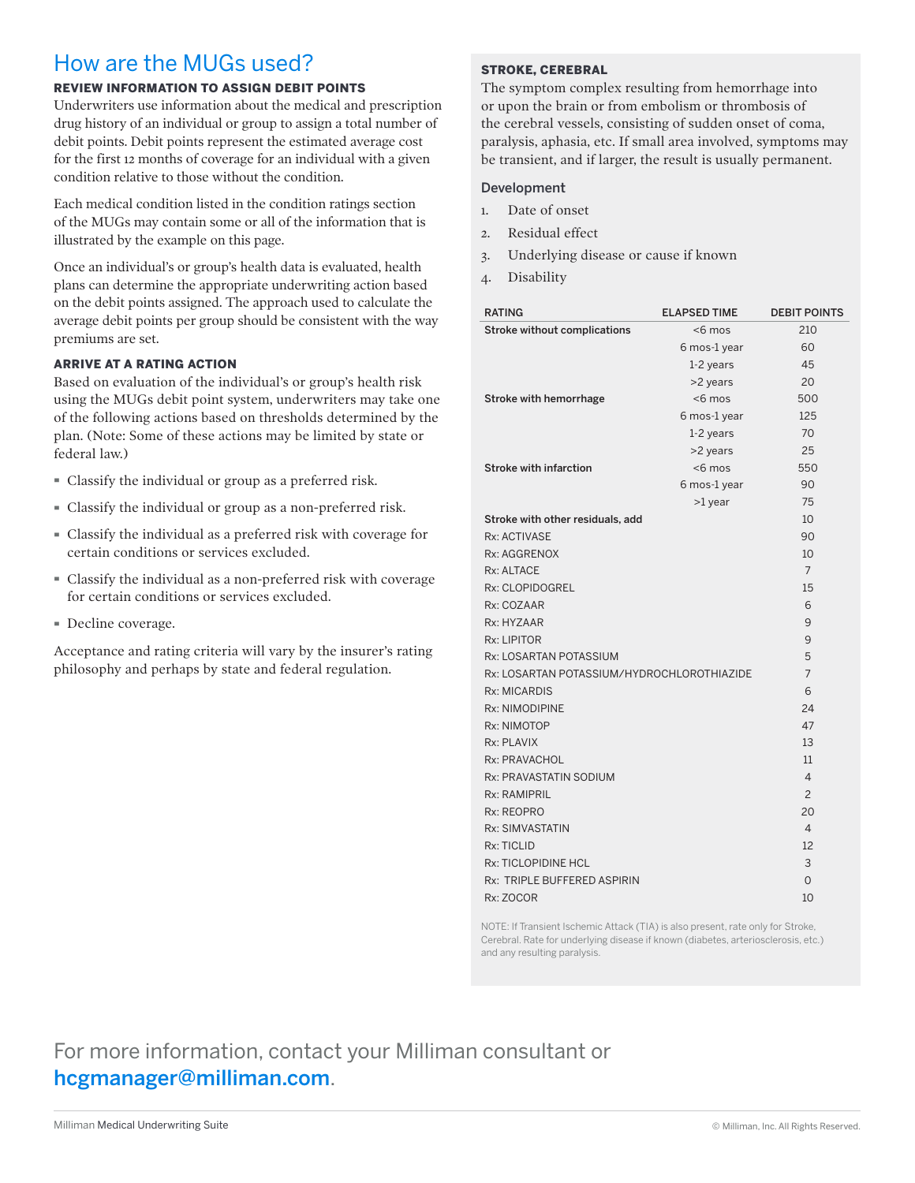# How are the MUGs used?

### REVIEW INFORMATION TO ASSIGN DEBIT POINTS

Underwriters use information about the medical and prescription drug history of an individual or group to assign a total number of debit points. Debit points represent the estimated average cost for the first 12 months of coverage for an individual with a given condition relative to those without the condition.

Each medical condition listed in the condition ratings section of the MUGs may contain some or all of the information that is illustrated by the example on this page.

Once an individual's or group's health data is evaluated, health plans can determine the appropriate underwriting action based on the debit points assigned. The approach used to calculate the average debit points per group should be consistent with the way premiums are set.

### ARRIVE AT A RATING ACTION

Based on evaluation of the individual's or group's health risk using the MUGs debit point system, underwriters may take one of the following actions based on thresholds determined by the plan. (Note: Some of these actions may be limited by state or federal law.)

- Classify the individual or group as a preferred risk.
- Classify the individual or group as a non-preferred risk.
- Classify the individual as a preferred risk with coverage for certain conditions or services excluded.
- Classify the individual as a non-preferred risk with coverage for certain conditions or services excluded.
- Decline coverage.

Acceptance and rating criteria will vary by the insurer's rating philosophy and perhaps by state and federal regulation.

### STROKE, CEREBRAL

The symptom complex resulting from hemorrhage into or upon the brain or from embolism or thrombosis of the cerebral vessels, consisting of sudden onset of coma, paralysis, aphasia, etc. If small area involved, symptoms may be transient, and if larger, the result is usually permanent.

#### Development

1. Date of onset
2. Residual effect
3. Underlying disease or cause if known
4. Disability

| RATING | ELAPSED TIME | DEBIT POINTS |
|---|---|---|
| **Stroke without complications** | <6 mos | 210 |
| | 6 mos-1 year | 60 |
| | 1-2 years | 45 |
| | >2 years | 20 |
| **Stroke with hemorrhage** | <6 mos | 500 |
| | 6 mos-1 year | 125 |
| | 1-2 years | 70 |
| | >2 years | 25 |
| **Stroke with infarction** | <6 mos | 550 |
| | 6 mos-1 year | 90 |
| | >1 year | 75 |
| **Stroke with other residuals, add** | | 10 |
| Rx: ACTIVASE | | 90 |
| Rx: AGGRENOX | | 10 |
| Rx: ALTACE | | 7 |
| Rx: CLOPIDOGREL | | 15 |
| Rx: COZAAR | | 6 |
| Rx: HYZAAR | | 9 |
| Rx: LIPITOR | | 9 |
| Rx: LOSARTAN POTASSIUM | | 5 |
| Rx: LOSARTAN POTASSIUM/HYDROCHLOROTHIAZIDE | | 7 |
| Rx: MICARDIS | | 6 |
| Rx: NIMODIPINE | | 24 |
| Rx: NIMOTOP | | 47 |
| Rx: PLAVIX | | 13 |
| Rx: PRAVACHOL | | 11 |
| Rx: PRAVASTATIN SODIUM | | 4 |
| Rx: RAMIPRIL | | 2 |
| Rx: REOPRO | | 20 |
| Rx: SIMVASTATIN | | 4 |
| Rx: TICLID | | 12 |
| Rx: TICLOPIDINE HCL | | 3 |
| Rx: TRIPLE BUFFERED ASPIRIN | | 0 |
| Rx: ZOCOR | | 10 |

NOTE: If Transient Ischemic Attack (TIA) is also present, rate only for Stroke, Cerebral. Rate for underlying disease if known (diabetes, arteriosclerosis, etc.) and any resulting paralysis.

For more information, contact your Milliman consultant or **hcgmanager@milliman.com**.